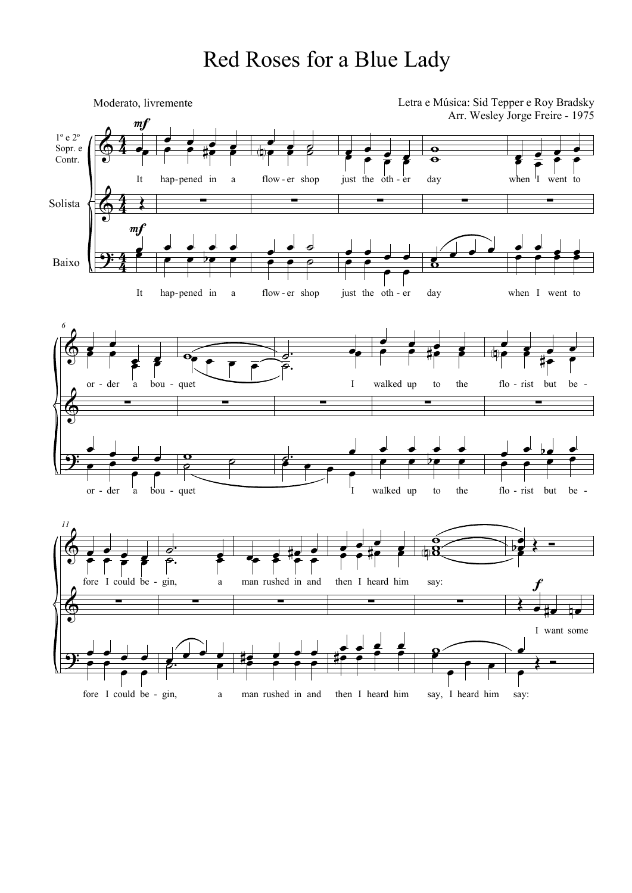# Red Roses for a Blue Lady

Moderato, livremente

Letra e Música: Sid Tepper e Roy Bradsky
Arr. Wesley Jorge Freire - 1975

1º e 2º Sopr. e Contr.

Solista

Baixo

It hap-pened in a flow-er shop just the oth-er day when I went to or-der a bou-quet I walked up to the flo-rist but be-fore I could be-gin, a man rushed in and then I heard him say:

It hap-pened in a flow-er shop just the oth-er day when I went to or-der a bou-quet I walked up to the flo-rist but be-fore I could be-gin, a man rushed in and then I heard him say, I heard him say:

I want some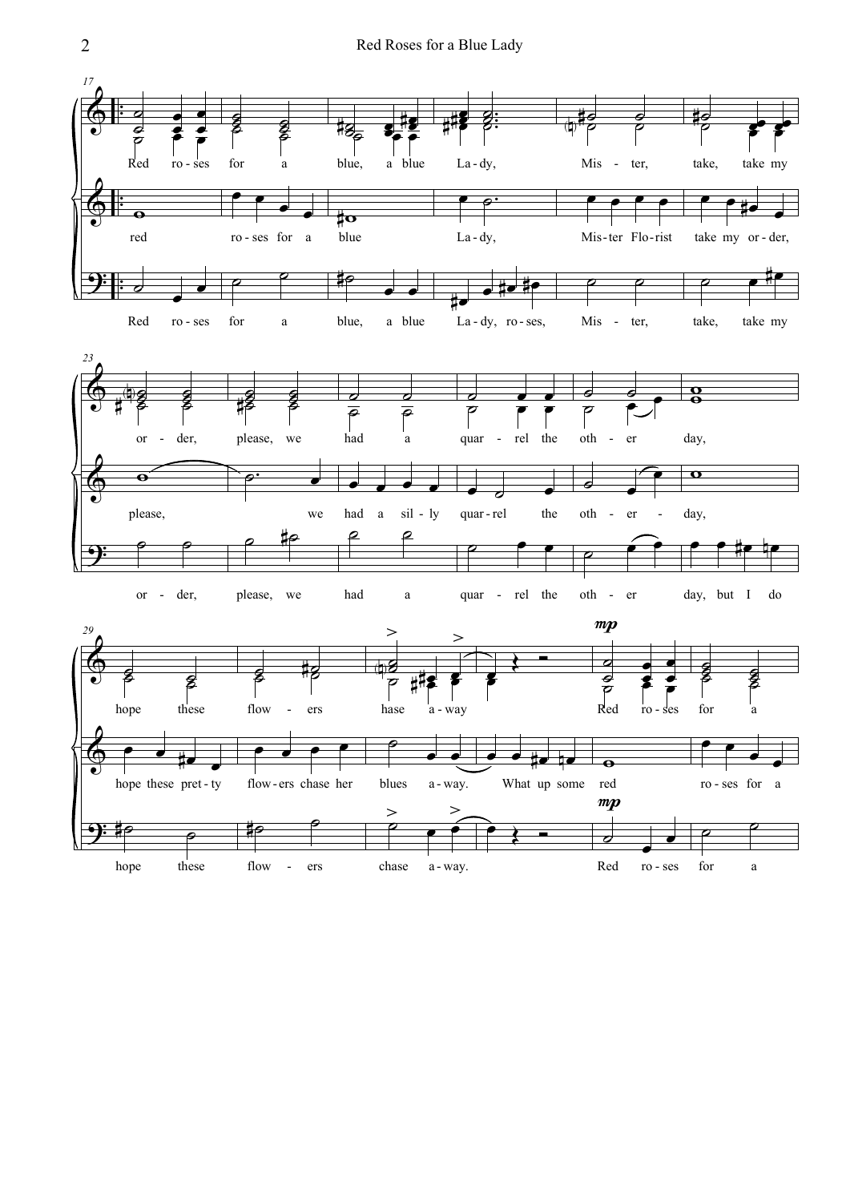17

Red ro - ses for a blue, a blue La - dy, Mis - ter, take, take my

red ro - ses for a blue La - dy, Mis - ter Flo - rist take my or - der,

Red ro - ses for a blue, a blue La - dy, ro - ses, Mis - ter, take, take my

23

or - der, please, we had a quar - rel the oth - er day,

please, we had a sil - ly quar - rel the oth - er - day,

or - der, please, we had a quar - rel the oth - er day, but I do

29

hope these flow - ers hase a - way Red ro - ses for a

hope these pret - ty flow - ers chase her blues a - way. What up some red ro - ses for a

hope these flow - ers chase a - way. Red ro - ses for a

*mp*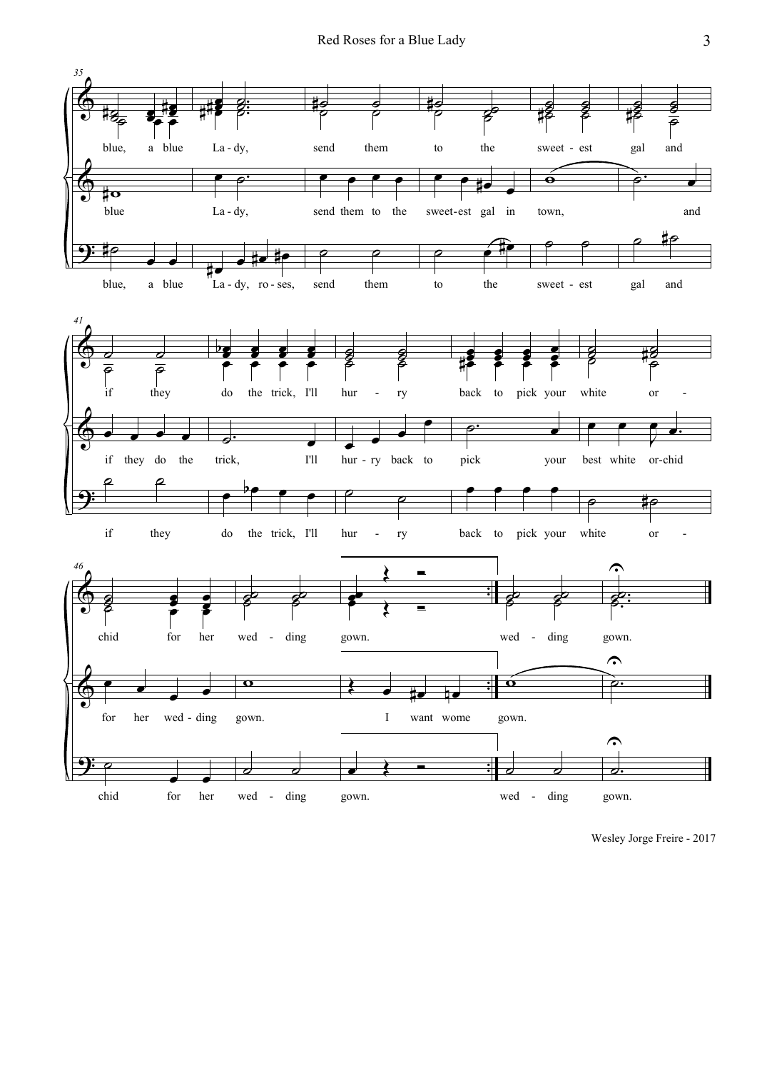35

blue, a blue La - dy, send them to the sweet - est gal and

blue La - dy, send them to the sweet-est gal in town, and

blue, a blue La - dy, ro - ses, send them to the sweet - est gal and

41

if they do the trick, I'll hur - ry back to pick your white or -

if they do the trick, I'll hur - ry back to pick your best white or-chid

if they do the trick, I'll hur - ry back to pick your white or -

46

chid for her wed - ding gown. wed - ding gown.

for her wed - ding gown. I want wome gown.

chid for her wed - ding gown. wed - ding gown.

Wesley Jorge Freire - 2017